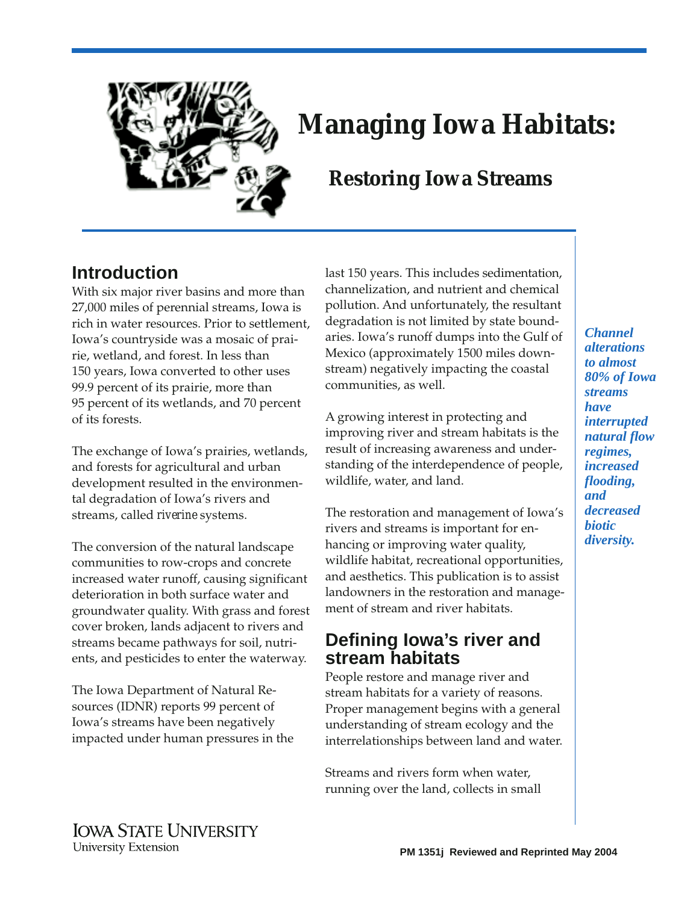# Managing Iowa Habitats:

## Restoring Iowa Streams

## Introduction

With six major river basins and more than 27,000 miles of perennial streams, Iowa is rich in water resources. Prior to settlement, Iowa's countryside was a mosaic of prairie, wetland, and forest. In less than 150 years, Iowa converted to other uses 99.9 percent of its prairie, more than 95 percent of its wetlands, and 70 percent of its forests.

The exchange of Iowa's prairies, wetlands, and forests for agricultural and urban development resulted in the environmental degradation of Iowa's rivers and streams, called *riverine* systems.

The conversion of the natural landscape communities to row-crops and concrete increased water runoff, causing significant deterioration in both surface water and groundwater quality. With grass and forest cover broken, lands adjacent to rivers and streams became pathways for soil, nutrients, and pesticides to enter the waterway.

The Iowa Department of Natural Resources (IDNR) reports 99 percent of Iowa's streams have been negatively impacted under human pressures in the last 150 years. This includes sedimentation, channelization, and nutrient and chemical pollution. And unfortunately, the resultant degradation is not limited by state boundaries. Iowa's runoff dumps into the Gulf of Mexico (approximately 1500 miles downstream) negatively impacting the coastal communities, as well.

A growing interest in protecting and improving river and stream habitats is the result of increasing awareness and understanding of the interdependence of people, wildlife, water, and land.

The restoration and management of Iowa's rivers and streams is important for enhancing or improving water quality, wildlife habitat, recreational opportunities, and aesthetics. This publication is to assist landowners in the restoration and management of stream and river habitats.

***Channel alterations to almost 80% of Iowa streams have interrupted natural flow regimes, increased flooding, and decreased biotic diversity.***

## Defining Iowa's river and stream habitats

People restore and manage river and stream habitats for a variety of reasons. Proper management begins with a general understanding of stream ecology and the interrelationships between land and water.

Streams and rivers form when water, running over the land, collects in small

IOWA STATE UNIVERSITY
University Extension

PM 1351j Reviewed and Reprinted May 2004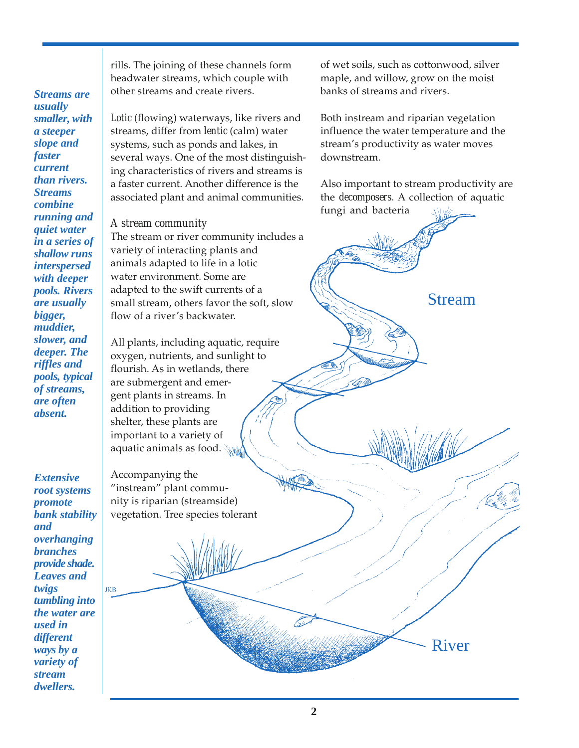*__Streams are usually smaller, with a steeper slope and faster current than rivers. Streams combine running and quiet water in a series of shallow runs interspersed with deeper pools. Rivers are usually bigger, muddier, slower, and deeper. The riffles and pools, typical of streams, are often absent.__*

*__Extensive root systems promote bank stability and overhanging branches provide shade. Leaves and twigs tumbling into the water are used in different ways by a variety of stream dwellers.__*

rills. The joining of these channels form headwater streams, which couple with other streams and create rivers.

*Lotic* (flowing) waterways, like rivers and streams, differ from *lentic* (calm) water systems, such as ponds and lakes, in several ways. One of the most distinguishing characteristics of rivers and streams is a faster current. Another difference is the associated plant and animal communities.

### *A stream community*

The stream or river community includes a variety of interacting plants and animals adapted to life in a lotic water environment. Some are adapted to the swift currents of a small stream, others favor the soft, slow flow of a river's backwater.

All plants, including aquatic, require oxygen, nutrients, and sunlight to flourish. As in wetlands, there are submergent and emergent plants in streams. In addition to providing shelter, these plants are important to a variety of aquatic animals as food.

Accompanying the "instream" plant community is riparian (streamside) vegetation. Tree species tolerant of wet soils, such as cottonwood, silver maple, and willow, grow on the moist banks of streams and rivers.

Both instream and riparian vegetation influence the water temperature and the stream's productivity as water moves downstream.

Also important to stream productivity are the *decomposers*. A collection of aquatic fungi and bacteria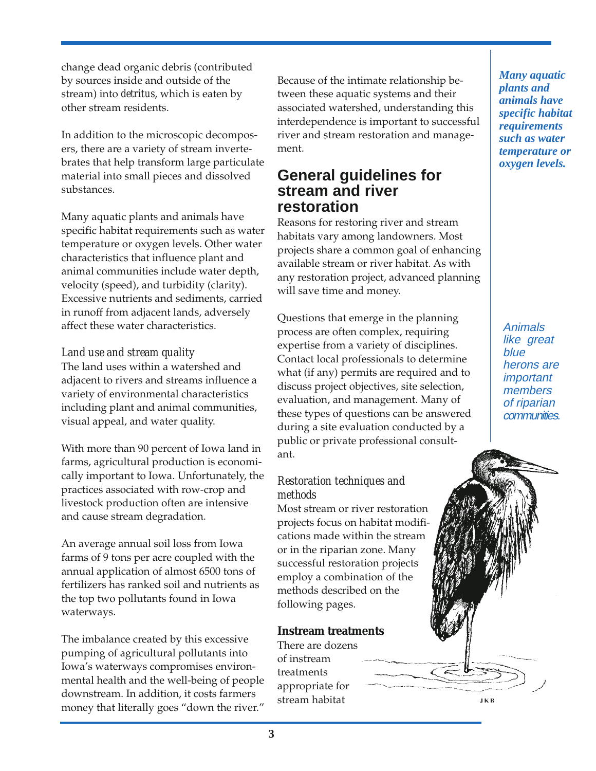change dead organic debris (contributed by sources inside and outside of the stream) into *detritus*, which is eaten by other stream residents.

In addition to the microscopic decomposers, there are a variety of stream invertebrates that help transform large particulate material into small pieces and dissolved substances.

Many aquatic plants and animals have specific habitat requirements such as water temperature or oxygen levels. Other water characteristics that influence plant and animal communities include water depth, velocity (speed), and turbidity (clarity). Excessive nutrients and sediments, carried in runoff from adjacent lands, adversely affect these water characteristics.

### *Land use and stream quality*

The land uses within a watershed and adjacent to rivers and streams influence a variety of environmental characteristics including plant and animal communities, visual appeal, and water quality.

With more than 90 percent of Iowa land in farms, agricultural production is economically important to Iowa. Unfortunately, the practices associated with row-crop and livestock production often are intensive and cause stream degradation.

An average annual soil loss from Iowa farms of 9 tons per acre coupled with the annual application of almost 6500 tons of fertilizers has ranked soil and nutrients as the top two pollutants found in Iowa waterways.

The imbalance created by this excessive pumping of agricultural pollutants into Iowa's waterways compromises environmental health and the well-being of people downstream. In addition, it costs farmers money that literally goes "down the river."

Because of the intimate relationship between these aquatic systems and their associated watershed, understanding this interdependence is important to successful river and stream restoration and management.

## General guidelines for stream and river restoration

Reasons for restoring river and stream habitats vary among landowners. Most projects share a common goal of enhancing available stream or river habitat. As with any restoration project, advanced planning will save time and money.

Questions that emerge in the planning process are often complex, requiring expertise from a variety of disciplines. Contact local professionals to determine what (if any) permits are required and to discuss project objectives, site selection, evaluation, and management. Many of these types of questions can be answered during a site evaluation conducted by a public or private professional consultant.

### *Restoration techniques and methods*

Most stream or river restoration projects focus on habitat modifications made within the stream or in the riparian zone. Many successful restoration projects employ a combination of the methods described on the following pages.

**Instream treatments**

There are dozens of instream treatments appropriate for stream habitat

***Many aquatic plants and animals have specific habitat requirements such as water temperature or oxygen levels.***

*Animals like great blue herons are important members of riparian communities.*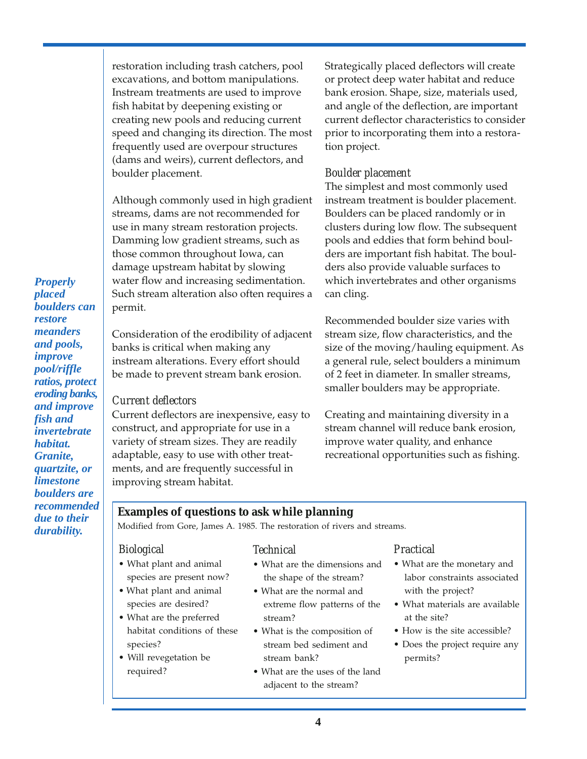restoration including trash catchers, pool excavations, and bottom manipulations. Instream treatments are used to improve fish habitat by deepening existing or creating new pools and reducing current speed and changing its direction. The most frequently used are overpour structures (dams and weirs), current deflectors, and boulder placement.

Although commonly used in high gradient streams, dams are not recommended for use in many stream restoration projects. Damming low gradient streams, such as those common throughout Iowa, can damage upstream habitat by slowing water flow and increasing sedimentation. Such stream alteration also often requires a permit.

***Properly placed boulders can restore meanders and pools, improve pool/riffle ratios, protect eroding banks, and improve fish and invertebrate habitat. Granite, quartzite, or limestone boulders are recommended due to their durability.***

Consideration of the erodibility of adjacent banks is critical when making any instream alterations. Every effort should be made to prevent stream bank erosion.

### Current deflectors

Current deflectors are inexpensive, easy to construct, and appropriate for use in a variety of stream sizes. They are readily adaptable, easy to use with other treatments, and are frequently successful in improving stream habitat.

Strategically placed deflectors will create or protect deep water habitat and reduce bank erosion. Shape, size, materials used, and angle of the deflection, are important current deflector characteristics to consider prior to incorporating them into a restoration project.

### Boulder placement

The simplest and most commonly used instream treatment is boulder placement. Boulders can be placed randomly or in clusters during low flow. The subsequent pools and eddies that form behind boulders are important fish habitat. The boulders also provide valuable surfaces to which invertebrates and other organisms can cling.

Recommended boulder size varies with stream size, flow characteristics, and the size of the moving/hauling equipment. As a general rule, select boulders a minimum of 2 feet in diameter. In smaller streams, smaller boulders may be appropriate.

Creating and maintaining diversity in a stream channel will reduce bank erosion, improve water quality, and enhance recreational opportunities such as fishing.

## Examples of questions to ask while planning

Modified from Gore, James A. 1985. The restoration of rivers and streams.

### Biological

- What plant and animal species are present now?
- What plant and animal species are desired?
- What are the preferred habitat conditions of these species?
- Will revegetation be required?

### Technical

- What are the dimensions and the shape of the stream?
- What are the normal and extreme flow patterns of the stream?
- What is the composition of stream bed sediment and stream bank?
- What are the uses of the land adjacent to the stream?

### Practical

- What are the monetary and labor constraints associated with the project?
- What materials are available at the site?
- How is the site accessible?
- Does the project require any permits?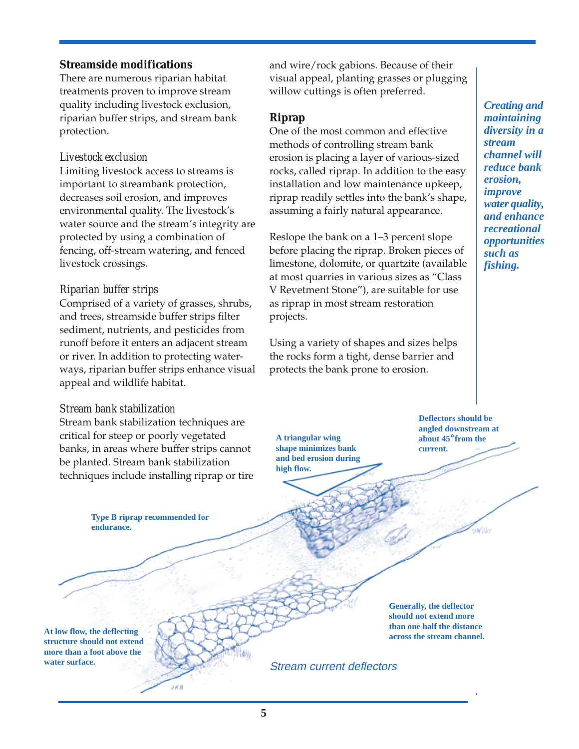## Streamside modifications

There are numerous riparian habitat treatments proven to improve stream quality including livestock exclusion, riparian buffer strips, and stream bank protection.

### *Livestock exclusion*

Limiting livestock access to streams is important to streambank protection, decreases soil erosion, and improves environmental quality. The livestock's water source and the stream's integrity are protected by using a combination of fencing, off-stream watering, and fenced livestock crossings.

### *Riparian buffer strips*

Comprised of a variety of grasses, shrubs, and trees, streamside buffer strips filter sediment, nutrients, and pesticides from runoff before it enters an adjacent stream or river. In addition to protecting waterways, riparian buffer strips enhance visual appeal and wildlife habitat.

### *Stream bank stabilization*

Stream bank stabilization techniques are critical for steep or poorly vegetated banks, in areas where buffer strips cannot be planted. Stream bank stabilization techniques include installing riprap or tire and wire/rock gabions. Because of their visual appeal, planting grasses or plugging willow cuttings is often preferred.

## Riprap

One of the most common and effective methods of controlling stream bank erosion is placing a layer of various-sized rocks, called riprap. In addition to the easy installation and low maintenance upkeep, riprap readily settles into the bank's shape, assuming a fairly natural appearance.

Reslope the bank on a 1–3 percent slope before placing the riprap. Broken pieces of limestone, dolomite, or quartzite (available at most quarries in various sizes as "Class V Revetment Stone"), are suitable for use as riprap in most stream restoration projects.

Using a variety of shapes and sizes helps the rocks form a tight, dense barrier and protects the bank prone to erosion.

***Creating and maintaining diversity in a stream channel will reduce bank erosion, improve water quality, and enhance recreational opportunities such as fishing.***

**A triangular wing shape minimizes bank and bed erosion during high flow.**

**Deflectors should be angled downstream at about 45° from the current.**

**Type B riprap recommended for endurance.**

**Generally, the deflector should not extend more than one half the distance across the stream channel.**

**At low flow, the deflecting structure should not extend more than a foot above the water surface.**

*Stream current deflectors*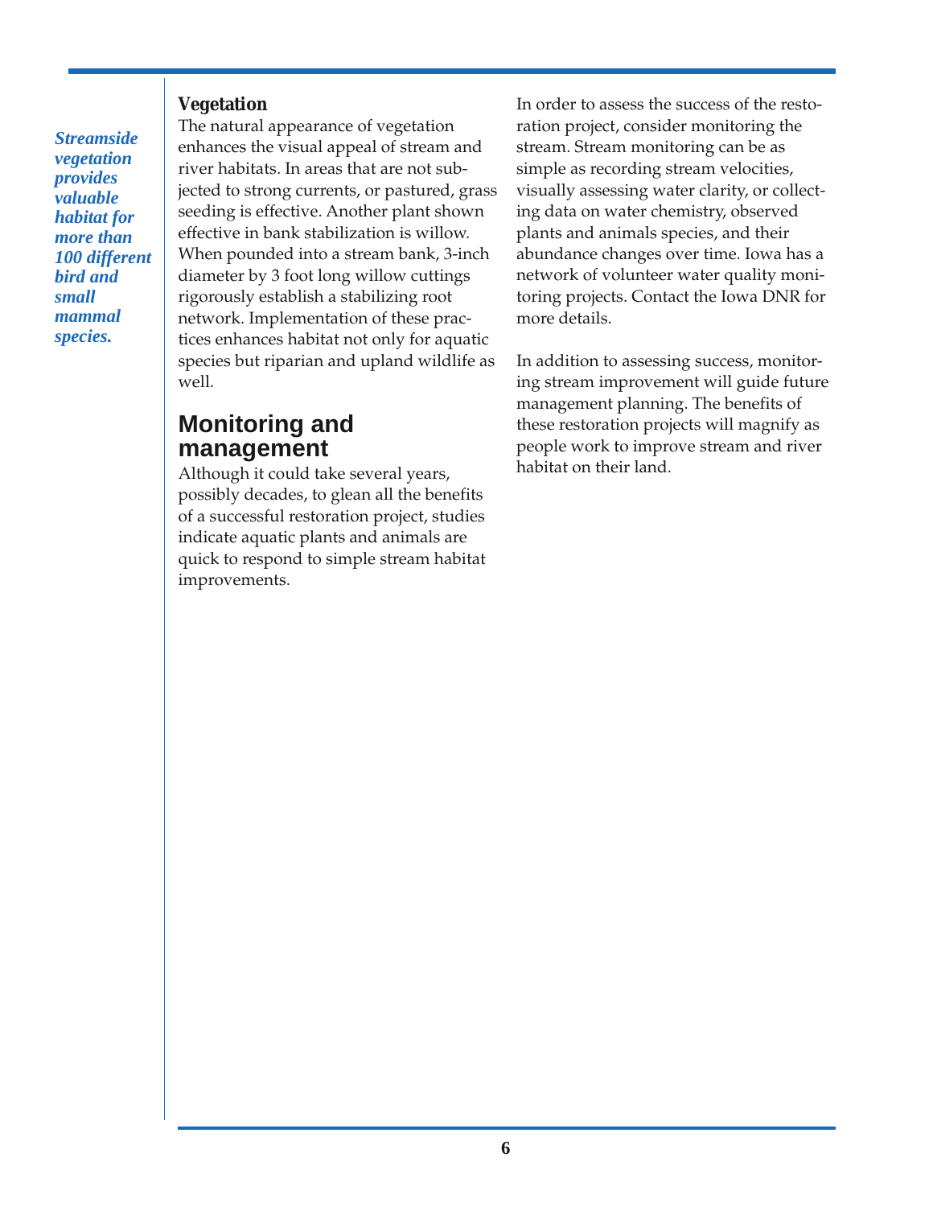*Streamside vegetation provides valuable habitat for more than 100 different bird and small mammal species.*

**Vegetation**

The natural appearance of vegetation enhances the visual appeal of stream and river habitats. In areas that are not subjected to strong currents, or pastured, grass seeding is effective. Another plant shown effective in bank stabilization is willow. When pounded into a stream bank, 3-inch diameter by 3 foot long willow cuttings rigorously establish a stabilizing root network. Implementation of these practices enhances habitat not only for aquatic species but riparian and upland wildlife as well.

## Monitoring and management

Although it could take several years, possibly decades, to glean all the benefits of a successful restoration project, studies indicate aquatic plants and animals are quick to respond to simple stream habitat improvements.

In order to assess the success of the restoration project, consider monitoring the stream. Stream monitoring can be as simple as recording stream velocities, visually assessing water clarity, or collecting data on water chemistry, observed plants and animals species, and their abundance changes over time. Iowa has a network of volunteer water quality monitoring projects. Contact the Iowa DNR for more details.

In addition to assessing success, monitoring stream improvement will guide future management planning. The benefits of these restoration projects will magnify as people work to improve stream and river habitat on their land.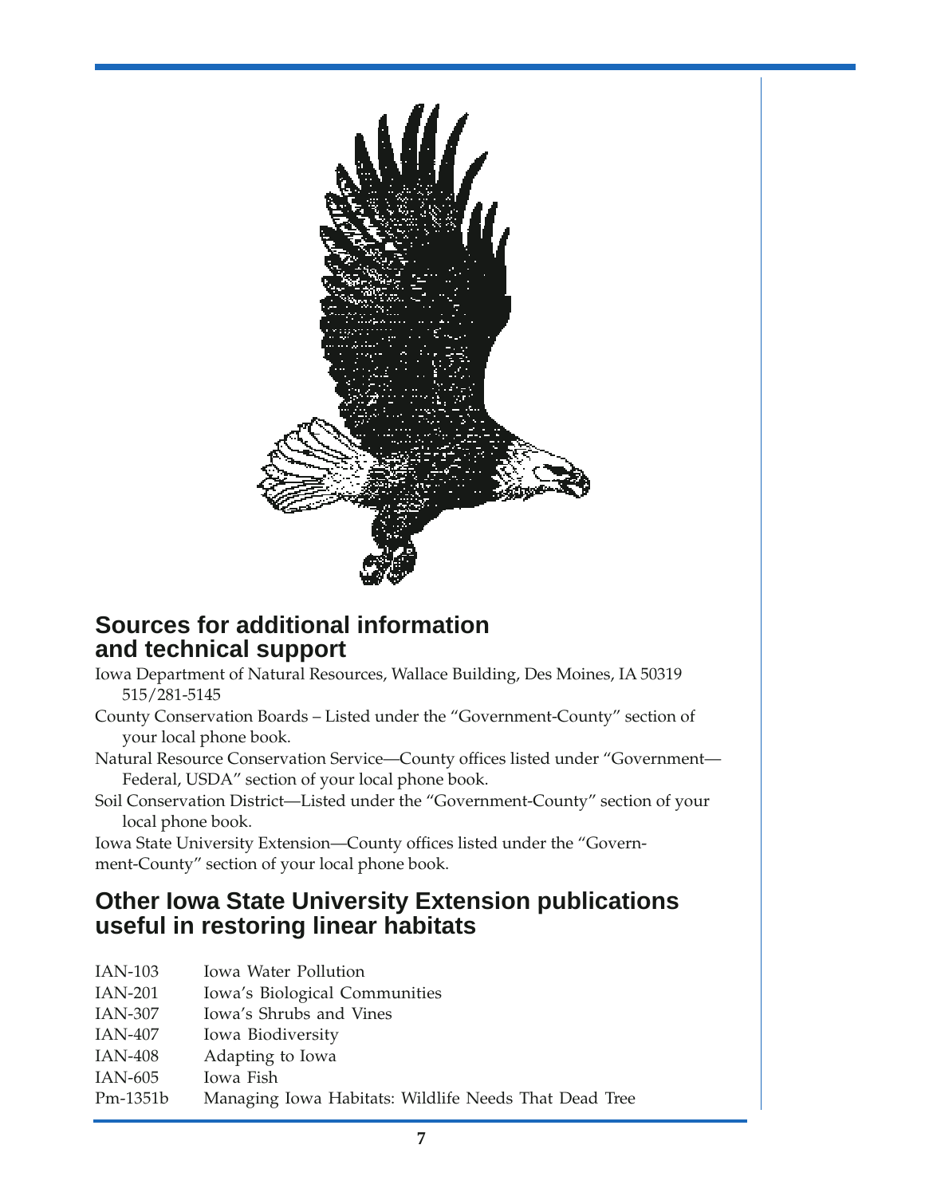## Sources for additional information and technical support

Iowa Department of Natural Resources, Wallace Building, Des Moines, IA 50319
515/281-5145

County Conservation Boards – Listed under the "Government-County" section of your local phone book.

Natural Resource Conservation Service—County offices listed under "Government—Federal, USDA" section of your local phone book.

Soil Conservation District—Listed under the "Government-County" section of your local phone book.

Iowa State University Extension—County offices listed under the "Government-County" section of your local phone book.

## Other Iowa State University Extension publications useful in restoring linear habitats

| | |
|---|---|
| IAN-103 | Iowa Water Pollution |
| IAN-201 | Iowa's Biological Communities |
| IAN-307 | Iowa's Shrubs and Vines |
| IAN-407 | Iowa Biodiversity |
| IAN-408 | Adapting to Iowa |
| IAN-605 | Iowa Fish |
| Pm-1351b | Managing Iowa Habitats: Wildlife Needs That Dead Tree |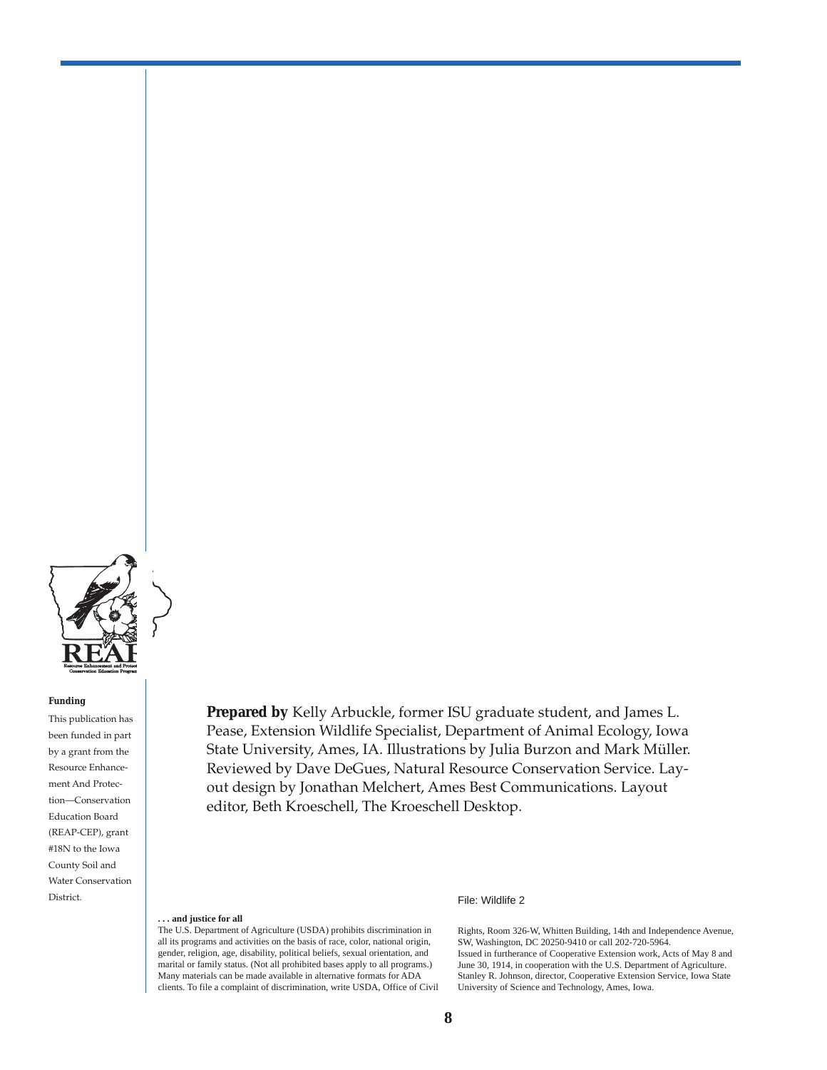**Funding**

This publication has been funded in part by a grant from the Resource Enhancement And Protection—Conservation Education Board (REAP-CEP), grant #18N to the Iowa County Soil and Water Conservation District.

**Prepared by** Kelly Arbuckle, former ISU graduate student, and James L. Pease, Extension Wildlife Specialist, Department of Animal Ecology, Iowa State University, Ames, IA. Illustrations by Julia Burzon and Mark Müller. Reviewed by Dave DeGues, Natural Resource Conservation Service. Layout design by Jonathan Melchert, Ames Best Communications. Layout editor, Beth Kroeschell, The Kroeschell Desktop.

File: Wildlife 2

**. . . and justice for all**

The U.S. Department of Agriculture (USDA) prohibits discrimination in all its programs and activities on the basis of race, color, national origin, gender, religion, age, disability, political beliefs, sexual orientation, and marital or family status. (Not all prohibited bases apply to all programs.) Many materials can be made available in alternative formats for ADA clients. To file a complaint of discrimination, write USDA, Office of Civil Rights, Room 326-W, Whitten Building, 14th and Independence Avenue, SW, Washington, DC 20250-9410 or call 202-720-5964.

Issued in furtherance of Cooperative Extension work, Acts of May 8 and June 30, 1914, in cooperation with the U.S. Department of Agriculture. Stanley R. Johnson, director, Cooperative Extension Service, Iowa State University of Science and Technology, Ames, Iowa.